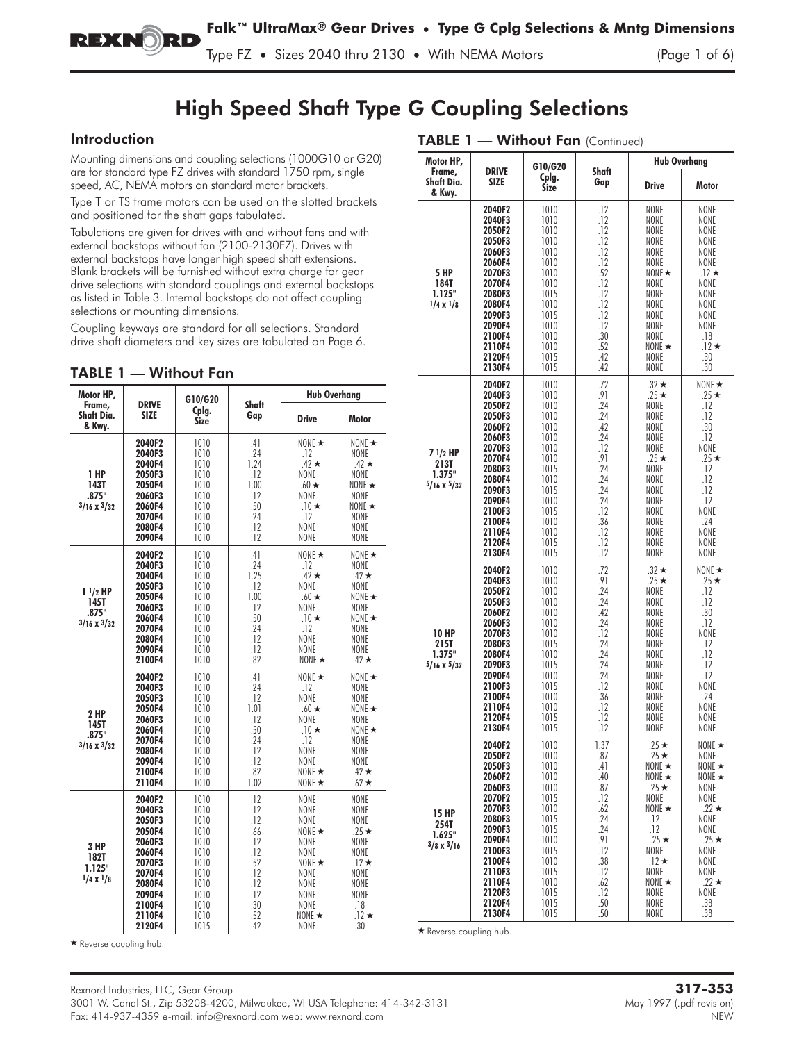# High Speed Shaft Type G Coupling Selections

## Introduction

Mounting dimensions and coupling selections (1000G10 or G20) are for standard type FZ drives with standard 1750 rpm, single speed, AC, NEMA motors on standard motor brackets.

Type T or TS frame motors can be used on the slotted brackets and positioned for the shaft gaps tabulated.

Tabulations are given for drives with and without fans and with external backstops without fan (2100-2130FZ). Drives with external backstops have longer high speed shaft extensions. Blank brackets will be furnished without extra charge for gear drive selections with standard couplings and external backstops as listed in Table 3. Internal backstops do not affect coupling selections or mounting dimensions.

Coupling keyways are standard for all selections. Standard drive shaft diameters and key sizes are tabulated on Page 6.

## TABLE 1 — Without Fan

| Motor HP, Frame, Shaft Dia. & Kwy. | DRIVE SIZE | G10/G20 Cplg. Size | Shaft Gap | Hub Overhang | |
|---|---|---|---|---|---|
| | | | | Drive | Motor |
| 1 HP 143T .875" 3/16 x 3/32 | 2040F2 | 1010 | .41 | NONE ★ | NONE ★ |
| | 2040F3 | 1010 | .24 | .12 | NONE |
| | 2040F4 | 1010 | 1.24 | .42 ★ | .42 ★ |
| | 2050F3 | 1010 | .12 | NONE | NONE |
| | 2050F4 | 1010 | 1.00 | .60 ★ | NONE ★ |
| | 2060F3 | 1010 | .12 | NONE | NONE |
| | 2060F4 | 1010 | .50 | .10 ★ | NONE ★ |
| | 2070F4 | 1010 | .24 | .12 | NONE |
| | 2080F4 | 1010 | .12 | NONE | NONE |
| | 2090F4 | 1010 | .12 | NONE | NONE |
| 1 1/2 HP 145T .875" 3/16 x 3/32 | 2040F2 | 1010 | .41 | NONE ★ | NONE ★ |
| | 2040F3 | 1010 | .24 | .12 | NONE |
| | 2040F4 | 1010 | 1.25 | .42 ★ | .42 ★ |
| | 2050F3 | 1010 | .12 | NONE | NONE |
| | 2050F4 | 1010 | 1.00 | .60 ★ | NONE ★ |
| | 2060F3 | 1010 | .12 | NONE | NONE |
| | 2060F4 | 1010 | .50 | .10 ★ | NONE ★ |
| | 2070F4 | 1010 | .24 | .12 | NONE |
| | 2080F4 | 1010 | .12 | NONE | NONE |
| | 2090F4 | 1010 | .12 | NONE | NONE |
| | 2100F4 | 1010 | .82 | NONE ★ | .42 ★ |
| 2 HP 145T .875" 3/16 x 3/32 | 2040F2 | 1010 | .41 | NONE ★ | NONE ★ |
| | 2040F3 | 1010 | .24 | .12 | NONE |
| | 2050F3 | 1010 | .12 | NONE | NONE |
| | 2050F4 | 1010 | 1.01 | .60 ★ | NONE ★ |
| | 2060F3 | 1010 | .12 | NONE | NONE |
| | 2060F4 | 1010 | .50 | .10 ★ | NONE ★ |
| | 2070F4 | 1010 | .24 | .12 | NONE |
| | 2080F4 | 1010 | .12 | NONE | NONE |
| | 2090F4 | 1010 | .12 | NONE | NONE |
| | 2100F4 | 1010 | .82 | NONE ★ | .42 ★ |
| | 2110F4 | 1010 | 1.02 | NONE ★ | .62 ★ |
| 3 HP 182T 1.125" 1/4 x 1/8 | 2040F2 | 1010 | .12 | NONE | NONE |
| | 2040F3 | 1010 | .12 | NONE | NONE |
| | 2050F3 | 1010 | .12 | NONE | NONE |
| | 2050F4 | 1010 | .66 | NONE ★ | .25 ★ |
| | 2060F3 | 1010 | .12 | NONE | NONE |
| | 2060F4 | 1010 | .12 | NONE | NONE |
| | 2070F3 | 1010 | .52 | NONE ★ | .12 ★ |
| | 2070F4 | 1010 | .12 | NONE | NONE |
| | 2080F4 | 1010 | .12 | NONE | NONE |
| | 2090F4 | 1010 | .12 | NONE | NONE |
| | 2100F4 | 1010 | .30 | NONE | .18 |
| | 2110F4 | 1010 | .52 | NONE ★ | .12 ★ |
| | 2120F4 | 1015 | .42 | NONE | .30 |

★ Reverse coupling hub.

## TABLE 1 — Without Fan (Continued)

| Motor HP, Frame, Shaft Dia. & Kwy. | DRIVE SIZE | G10/G20 Cplg. Size | Shaft Gap | Hub Overhang | |
|---|---|---|---|---|---|
| | | | | Drive | Motor |
| 5 HP 184T 1.125" 1/4 x 1/8 | 2040F2 | 1010 | .12 | NONE | NONE |
| | 2040F3 | 1010 | .12 | NONE | NONE |
| | 2050F2 | 1010 | .12 | NONE | NONE |
| | 2050F3 | 1010 | .12 | NONE | NONE |
| | 2060F3 | 1010 | .12 | NONE | NONE |
| | 2060F4 | 1010 | .12 | NONE | NONE |
| | 2070F3 | 1010 | .52 | NONE ★ | .12 ★ |
| | 2070F4 | 1010 | .12 | NONE | NONE |
| | 2080F3 | 1015 | .12 | NONE | NONE |
| | 2080F4 | 1010 | .12 | NONE | NONE |
| | 2090F3 | 1015 | .12 | NONE | NONE |
| | 2090F4 | 1010 | .12 | NONE | NONE |
| | 2100F4 | 1010 | .30 | NONE | .18 |
| | 2110F4 | 1010 | .52 | NONE ★ | .12 ★ |
| | 2120F4 | 1015 | .42 | NONE | .30 |
| | 2130F4 | 1015 | .42 | NONE | .30 |
| 7 1/2 HP 213T 1.375" 5/16 x 5/32 | 2040F2 | 1010 | .72 | .32 ★ | NONE ★ |
| | 2040F3 | 1010 | .91 | .25 ★ | .25 ★ |
| | 2050F2 | 1010 | .24 | NONE | .12 |
| | 2050F3 | 1010 | .24 | NONE | .12 |
| | 2060F2 | 1010 | .42 | NONE | .30 |
| | 2060F3 | 1010 | .24 | NONE | .12 |
| | 2070F3 | 1010 | .12 | NONE | NONE |
| | 2070F4 | 1010 | .91 | .25 ★ | .25 ★ |
| | 2080F3 | 1015 | .24 | NONE | .12 |
| | 2080F4 | 1010 | .24 | NONE | .12 |
| | 2090F3 | 1015 | .24 | NONE | .12 |
| | 2090F4 | 1010 | .24 | NONE | .12 |
| | 2100F3 | 1015 | .12 | NONE | NONE |
| | 2100F4 | 1010 | .36 | NONE | .24 |
| | 2110F4 | 1010 | .12 | NONE | NONE |
| | 2120F4 | 1015 | .12 | NONE | NONE |
| | 2130F4 | 1015 | .12 | NONE | NONE |
| 10 HP 215T 1.375" 5/16 x 5/32 | 2040F2 | 1010 | .72 | .32 ★ | NONE ★ |
| | 2040F3 | 1010 | .91 | .25 ★ | .25 ★ |
| | 2050F2 | 1010 | .24 | NONE | .12 |
| | 2050F3 | 1010 | .24 | NONE | .12 |
| | 2060F2 | 1010 | .42 | NONE | .30 |
| | 2060F3 | 1010 | .24 | NONE | .12 |
| | 2070F3 | 1010 | .12 | NONE | NONE |
| | 2080F3 | 1015 | .24 | NONE | .12 |
| | 2080F4 | 1010 | .24 | NONE | .12 |
| | 2090F3 | 1015 | .24 | NONE | .12 |
| | 2090F4 | 1010 | .24 | NONE | .12 |
| | 2100F3 | 1015 | .12 | NONE | NONE |
| | 2100F4 | 1010 | .36 | NONE | .24 |
| | 2110F4 | 1010 | .12 | NONE | NONE |
| | 2120F4 | 1015 | .12 | NONE | NONE |
| | 2130F4 | 1015 | .12 | NONE | NONE |
| 15 HP 254T 1.625" 3/8 x 3/16 | 2040F2 | 1010 | 1.37 | .25 ★ | NONE ★ |
| | 2050F2 | 1010 | .87 | .25 ★ | NONE |
| | 2050F3 | 1010 | .41 | NONE ★ | NONE ★ |
| | 2060F2 | 1010 | .40 | NONE ★ | NONE ★ |
| | 2060F3 | 1010 | .87 | .25 ★ | NONE |
| | 2070F2 | 1015 | .12 | NONE | NONE |
| | 2070F3 | 1010 | .62 | NONE ★ | .22 ★ |
| | 2080F3 | 1015 | .24 | .12 | NONE |
| | 2090F3 | 1015 | .24 | .12 | NONE |
| | 2090F4 | 1010 | .91 | .25 ★ | .25 ★ |
| | 2100F3 | 1015 | .12 | NONE | NONE |
| | 2100F4 | 1010 | .38 | .12 ★ | NONE |
| | 2110F3 | 1015 | .12 | NONE | NONE |
| | 2110F4 | 1010 | .62 | NONE ★ | .22 ★ |
| | 2120F3 | 1015 | .12 | NONE | NONE |
| | 2120F4 | 1015 | .50 | NONE | .38 |
| | 2130F4 | 1015 | .50 | NONE | .38 |

★ Reverse coupling hub.

Rexnord Industries, LLC, Gear Group
3001 W. Canal St., Zip 53208-4200, Milwaukee, WI USA Telephone: 414-342-3131
Fax: 414-937-4359 e-mail: info@rexnord.com web: www.rexnord.com

**317-353**
May 1997 (.pdf revision)
NEW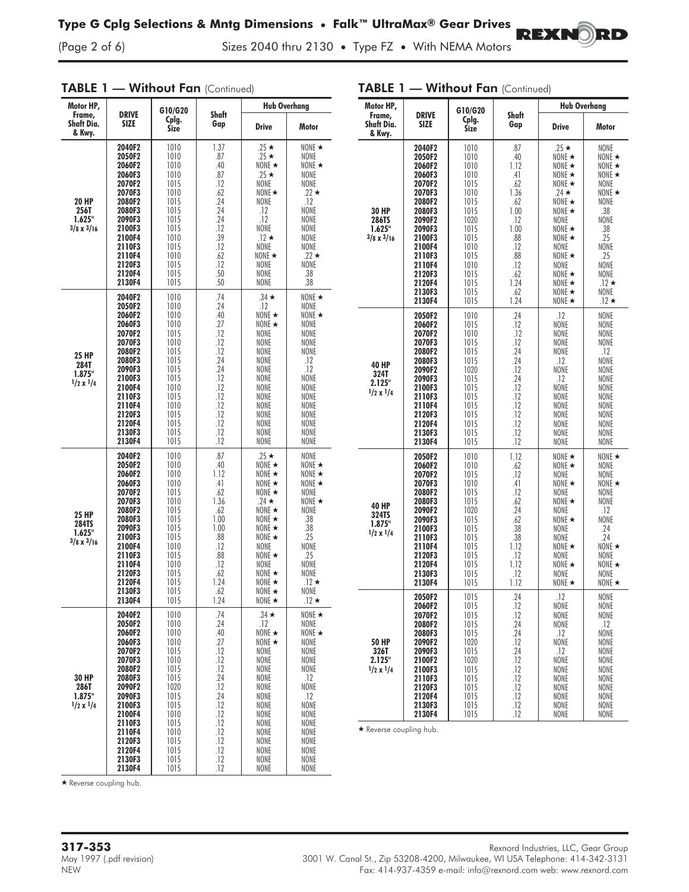## TABLE 1 — Without Fan (Continued)

| Motor HP, Frame, Shaft Dia. & Kwy. | DRIVE SIZE | G10/G20 Cplg. Size | Shaft Gap | Hub Overhang | |
|---|---|---|---|---|---|
| | | | | Drive | Motor |
| 20 HP 256T 1.625" 3/8 x 3/16 | 2040F2 | 1010 | 1.37 | .25 ★ | NONE ★ |
| | 2050F2 | 1010 | .87 | .25 ★ | NONE |
| | 2060F2 | 1010 | .40 | NONE ★ | NONE ★ |
| | 2060F3 | 1010 | .87 | .25 ★ | NONE |
| | 2070F2 | 1015 | .12 | NONE | NONE |
| | 2070F3 | 1010 | .62 | NONE ★ | .22 ★ |
| | 2080F2 | 1015 | .24 | NONE | .12 |
| | 2080F3 | 1015 | .24 | .12 | NONE |
| | 2090F3 | 1015 | .24 | .12 | NONE |
| | 2100F3 | 1015 | .12 | NONE | NONE |
| | 2100F4 | 1010 | .39 | .12 ★ | NONE |
| | 2110F3 | 1015 | .12 | NONE | NONE |
| | 2110F4 | 1010 | .62 | NONE ★ | .22 ★ |
| | 2120F3 | 1015 | .12 | NONE | NONE |
| | 2120F4 | 1015 | .50 | NONE | .38 |
| | 2130F4 | 1015 | .50 | NONE | .38 |
| 25 HP 284T 1.875" 1/2 x 1/4 | 2040F2 | 1010 | .74 | .34 ★ | NONE ★ |
| | 2050F2 | 1010 | .24 | .12 | NONE |
| | 2060F2 | 1010 | .40 | NONE ★ | NONE ★ |
| | 2060F3 | 1010 | .27 | NONE ★ | NONE |
| | 2070F2 | 1015 | .12 | NONE | NONE |
| | 2070F3 | 1010 | .12 | NONE | NONE |
| | 2080F2 | 1015 | .12 | NONE | NONE |
| | 2080F3 | 1015 | .24 | NONE | .12 |
| | 2090F3 | 1015 | .24 | NONE | .12 |
| | 2100F3 | 1015 | .12 | NONE | NONE |
| | 2100F4 | 1010 | .12 | NONE | NONE |
| | 2110F3 | 1015 | .12 | NONE | NONE |
| | 2110F4 | 1010 | .12 | NONE | NONE |
| | 2120F3 | 1015 | .12 | NONE | NONE |
| | 2120F4 | 1015 | .12 | NONE | NONE |
| | 2130F3 | 1015 | .12 | NONE | NONE |
| | 2130F4 | 1015 | .12 | NONE | NONE |
| 25 HP 284TS 1.625" 3/8 x 3/16 | 2040F2 | 1010 | .87 | .25 ★ | NONE |
| | 2050F2 | 1010 | .40 | NONE ★ | NONE ★ |
| | 2060F2 | 1010 | 1.12 | NONE ★ | NONE ★ |
| | 2060F3 | 1010 | .41 | NONE ★ | NONE ★ |
| | 2070F2 | 1015 | .62 | NONE ★ | NONE |
| | 2070F3 | 1010 | 1.36 | .24 ★ | NONE ★ |
| | 2080F2 | 1015 | .62 | NONE ★ | NONE |
| | 2080F3 | 1015 | 1.00 | NONE ★ | .38 |
| | 2090F3 | 1015 | 1.00 | NONE ★ | .38 |
| | 2100F3 | 1015 | .88 | NONE ★ | .25 |
| | 2100F4 | 1010 | .12 | NONE | NONE |
| | 2110F3 | 1015 | .88 | NONE ★ | .25 |
| | 2110F4 | 1010 | .12 | NONE | NONE |
| | 2120F3 | 1015 | .62 | NONE ★ | NONE |
| | 2120F4 | 1015 | 1.24 | NONE ★ | .12 ★ |
| | 2130F3 | 1015 | .62 | NONE ★ | NONE |
| | 2130F4 | 1015 | 1.24 | NONE ★ | .12 ★ |
| 30 HP 286T 1.875" 1/2 x 1/4 | 2040F2 | 1010 | .74 | .34 ★ | NONE ★ |
| | 2050F2 | 1010 | .24 | .12 | NONE |
| | 2060F2 | 1010 | .40 | NONE ★ | NONE ★ |
| | 2060F3 | 1010 | .27 | NONE ★ | NONE |
| | 2070F2 | 1015 | .12 | NONE | NONE |
| | 2070F3 | 1010 | .12 | NONE | NONE |
| | 2080F2 | 1015 | .12 | NONE | NONE |
| | 2080F3 | 1015 | .24 | NONE | .12 |
| | 2090F2 | 1020 | .12 | NONE | NONE |
| | 2090F3 | 1015 | .24 | NONE | .12 |
| | 2100F3 | 1015 | .12 | NONE | NONE |
| | 2100F4 | 1010 | .12 | NONE | NONE |
| | 2110F3 | 1015 | .12 | NONE | NONE |
| | 2110F4 | 1010 | .12 | NONE | NONE |
| | 2120F3 | 1015 | .12 | NONE | NONE |
| | 2120F4 | 1015 | .12 | NONE | NONE |
| | 2130F3 | 1015 | .12 | NONE | NONE |
| | 2130F4 | 1015 | .12 | NONE | NONE |
| 30 HP 286TS 1.625" 3/8 x 3/16 | 2040F2 | 1010 | .87 | .25 ★ | NONE |
| | 2050F2 | 1010 | .40 | NONE ★ | NONE ★ |
| | 2060F2 | 1010 | 1.12 | NONE ★ | NONE ★ |
| | 2060F3 | 1010 | .41 | NONE ★ | NONE ★ |
| | 2070F2 | 1015 | .62 | NONE ★ | NONE |
| | 2070F3 | 1010 | 1.36 | .24 ★ | NONE ★ |
| | 2080F2 | 1015 | .62 | NONE ★ | NONE |
| | 2080F3 | 1015 | 1.00 | NONE ★ | .38 |
| | 2090F2 | 1020 | .12 | NONE | NONE |
| | 2090F3 | 1015 | 1.00 | NONE ★ | .38 |
| | 2100F3 | 1015 | .88 | NONE ★ | .25 |
| | 2100F4 | 1010 | .12 | NONE | NONE |
| | 2110F3 | 1015 | .88 | NONE ★ | .25 |
| | 2110F4 | 1010 | .12 | NONE | NONE |
| | 2120F3 | 1015 | .62 | NONE ★ | NONE |
| | 2120F4 | 1015 | 1.24 | NONE ★ | .12 ★ |
| | 2130F3 | 1015 | .62 | NONE ★ | NONE |
| | 2130F4 | 1015 | 1.24 | NONE ★ | .12 ★ |
| 40 HP 324T 2.125" 1/2 x 1/4 | 2050F2 | 1010 | .24 | .12 | NONE |
| | 2060F2 | 1015 | .12 | NONE | NONE |
| | 2070F2 | 1010 | .12 | NONE | NONE |
| | 2070F3 | 1015 | .12 | NONE | NONE |
| | 2080F2 | 1015 | .24 | NONE | .12 |
| | 2080F3 | 1015 | .24 | .12 | NONE |
| | 2090F2 | 1020 | .12 | NONE | NONE |
| | 2090F3 | 1015 | .24 | .12 | NONE |
| | 2100F3 | 1015 | .12 | NONE | NONE |
| | 2110F3 | 1015 | .12 | NONE | NONE |
| | 2110F4 | 1015 | .12 | NONE | NONE |
| | 2120F3 | 1015 | .12 | NONE | NONE |
| | 2120F4 | 1015 | .12 | NONE | NONE |
| | 2130F3 | 1015 | .12 | NONE | NONE |
| | 2130F4 | 1015 | .12 | NONE | NONE |
| 40 HP 324TS 1.875" 1/2 x 1/4 | 2050F2 | 1010 | 1.12 | NONE ★ | NONE ★ |
| | 2060F2 | 1010 | .62 | NONE ★ | NONE |
| | 2070F2 | 1015 | .12 | NONE | NONE |
| | 2070F3 | 1010 | .41 | NONE ★ | NONE ★ |
| | 2080F2 | 1015 | .12 | NONE | NONE |
| | 2080F3 | 1015 | .62 | NONE ★ | NONE |
| | 2090F2 | 1020 | .24 | NONE | .12 |
| | 2090F3 | 1015 | .62 | NONE ★ | NONE |
| | 2100F3 | 1015 | .38 | NONE | .24 |
| | 2110F3 | 1015 | .38 | NONE | .24 |
| | 2110F4 | 1015 | 1.12 | NONE ★ | NONE ★ |
| | 2120F3 | 1015 | .12 | NONE | NONE |
| | 2120F4 | 1015 | 1.12 | NONE ★ | NONE ★ |
| | 2130F3 | 1015 | .12 | NONE | NONE |
| | 2130F4 | 1015 | 1.12 | NONE ★ | NONE ★ |
| 50 HP 326T 2.125" 1/2 x 1/4 | 2050F2 | 1015 | .24 | .12 | NONE |
| | 2060F2 | 1015 | .12 | NONE | NONE |
| | 2070F2 | 1015 | .12 | NONE | NONE |
| | 2080F2 | 1015 | .24 | NONE | .12 |
| | 2080F3 | 1015 | .24 | .12 | NONE |
| | 2090F2 | 1020 | .12 | NONE | NONE |
| | 2090F3 | 1015 | .24 | .12 | NONE |
| | 2100F2 | 1020 | .12 | NONE | NONE |
| | 2100F3 | 1015 | .12 | NONE | NONE |
| | 2110F3 | 1015 | .12 | NONE | NONE |
| | 2120F3 | 1015 | .12 | NONE | NONE |
| | 2120F4 | 1015 | .12 | NONE | NONE |
| | 2130F3 | 1015 | .12 | NONE | NONE |
| | 2130F4 | 1015 | .12 | NONE | NONE |

★ Reverse coupling hub.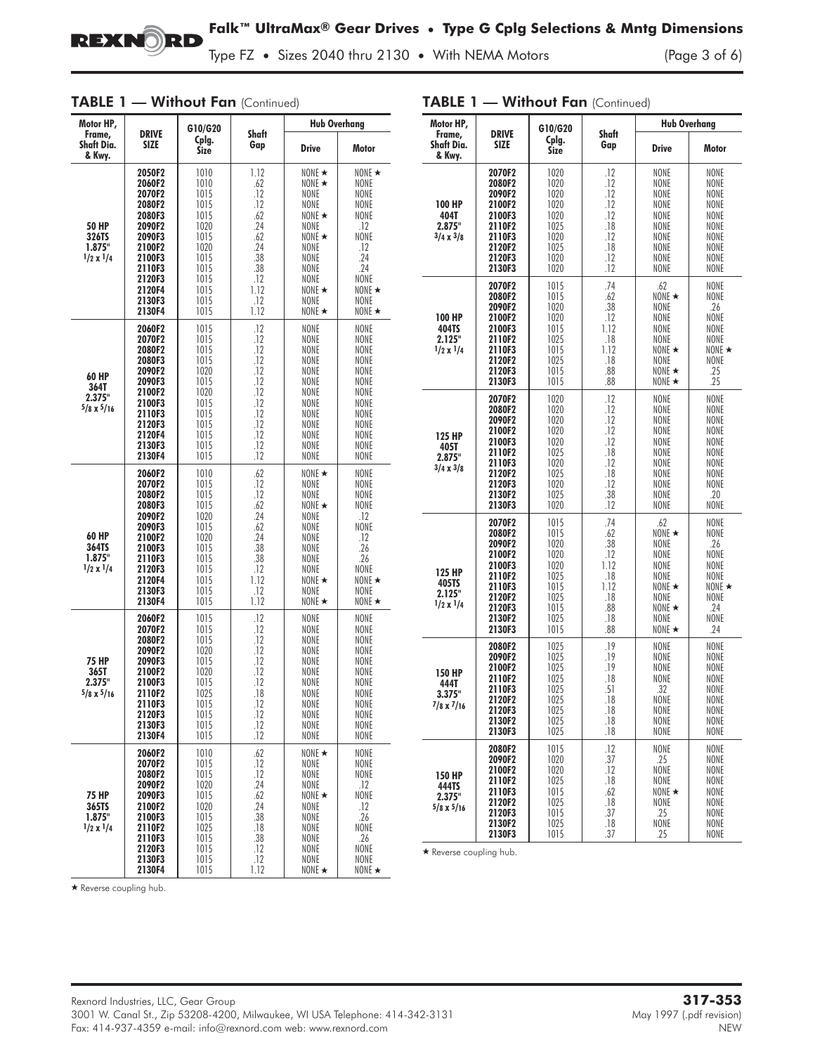## TABLE 1 — Without Fan (Continued)

| Motor HP, Frame, Shaft Dia. & Kwy. | DRIVE SIZE | G10/G20 Cplg. Size | Shaft Gap | Hub Overhang | |
|---|---|---|---|---|---|
| | | | | Drive | Motor |
| 50 HP 326TS 1.875" 1/2 x 1/4 | 2050F2 | 1010 | 1.12 | NONE ★ | NONE ★ |
| | 2060F2 | 1010 | .62 | NONE ★ | NONE |
| | 2070F2 | 1015 | .12 | NONE | NONE |
| | 2080F2 | 1015 | .12 | NONE | NONE |
| | 2080F3 | 1015 | .62 | NONE ★ | NONE |
| | 2090F2 | 1020 | .24 | NONE | .12 |
| | 2090F3 | 1015 | .62 | NONE ★ | NONE |
| | 2100F2 | 1020 | .24 | NONE | .12 |
| | 2100F3 | 1015 | .38 | NONE | .24 |
| | 2110F3 | 1015 | .38 | NONE | .24 |
| | 2120F3 | 1015 | .12 | NONE | NONE |
| | 2120F4 | 1015 | 1.12 | NONE ★ | NONE ★ |
| | 2130F3 | 1015 | .12 | NONE | NONE |
| | 2130F4 | 1015 | 1.12 | NONE ★ | NONE ★ |
| 60 HP 364T 2.375" 5/8 x 5/16 | 2060F2 | 1015 | .12 | NONE | NONE |
| | 2070F2 | 1015 | .12 | NONE | NONE |
| | 2080F2 | 1015 | .12 | NONE | NONE |
| | 2080F3 | 1015 | .12 | NONE | NONE |
| | 2090F2 | 1020 | .12 | NONE | NONE |
| | 2090F3 | 1015 | .12 | NONE | NONE |
| | 2100F2 | 1020 | .12 | NONE | NONE |
| | 2100F3 | 1015 | .12 | NONE | NONE |
| | 2110F3 | 1015 | .12 | NONE | NONE |
| | 2120F3 | 1015 | .12 | NONE | NONE |
| | 2120F4 | 1015 | .12 | NONE | NONE |
| | 2130F3 | 1015 | .12 | NONE | NONE |
| | 2130F4 | 1015 | .12 | NONE | NONE |
| 60 HP 364TS 1.875" 1/2 x 1/4 | 2060F2 | 1010 | .62 | NONE ★ | NONE |
| | 2070F2 | 1015 | .12 | NONE | NONE |
| | 2080F2 | 1015 | .12 | NONE | NONE |
| | 2080F3 | 1015 | .62 | NONE ★ | NONE |
| | 2090F2 | 1020 | .24 | NONE | .12 |
| | 2090F3 | 1015 | .62 | NONE | NONE |
| | 2100F2 | 1020 | .24 | NONE | .12 |
| | 2100F3 | 1015 | .38 | NONE | .26 |
| | 2110F3 | 1015 | .38 | NONE | .26 |
| | 2120F3 | 1015 | .12 | NONE | NONE |
| | 2120F4 | 1015 | 1.12 | NONE ★ | NONE ★ |
| | 2130F3 | 1015 | .12 | NONE | NONE |
| | 2130F4 | 1015 | 1.12 | NONE ★ | NONE ★ |
| 75 HP 365T 2.375" 5/8 x 5/16 | 2060F2 | 1015 | .12 | NONE | NONE |
| | 2070F2 | 1015 | .12 | NONE | NONE |
| | 2080F2 | 1015 | .12 | NONE | NONE |
| | 2090F2 | 1020 | .12 | NONE | NONE |
| | 2090F3 | 1015 | .12 | NONE | NONE |
| | 2100F2 | 1020 | .12 | NONE | NONE |
| | 2100F3 | 1015 | .12 | NONE | NONE |
| | 2110F2 | 1025 | .18 | NONE | NONE |
| | 2110F3 | 1015 | .12 | NONE | NONE |
| | 2120F3 | 1015 | .12 | NONE | NONE |
| | 2130F3 | 1015 | .12 | NONE | NONE |
| | 2130F4 | 1015 | .12 | NONE | NONE |
| 75 HP 365TS 1.875" 1/2 x 1/4 | 2060F2 | 1010 | .62 | NONE ★ | NONE |
| | 2070F2 | 1015 | .12 | NONE | NONE |
| | 2080F2 | 1015 | .12 | NONE | NONE |
| | 2090F2 | 1020 | .24 | NONE | .12 |
| | 2090F3 | 1015 | .62 | NONE ★ | NONE |
| | 2100F2 | 1020 | .24 | NONE | .12 |
| | 2100F3 | 1015 | .38 | NONE | .26 |
| | 2110F2 | 1025 | .18 | NONE | NONE |
| | 2110F3 | 1015 | .38 | NONE | .26 |
| | 2120F3 | 1015 | .12 | NONE | NONE |
| | 2130F3 | 1015 | .12 | NONE | NONE |
| | 2130F4 | 1015 | 1.12 | NONE ★ | NONE ★ |

★ Reverse coupling hub.

## TABLE 1 — Without Fan (Continued)

| Motor HP, Frame, Shaft Dia. & Kwy. | DRIVE SIZE | G10/G20 Cplg. Size | Shaft Gap | Hub Overhang | |
|---|---|---|---|---|---|
| | | | | Drive | Motor |
| 100 HP 404T 2.875" 3/4 x 3/8 | 2070F2 | 1020 | .12 | NONE | NONE |
| | 2080F2 | 1020 | .12 | NONE | NONE |
| | 2090F2 | 1020 | .12 | NONE | NONE |
| | 2100F2 | 1020 | .12 | NONE | NONE |
| | 2100F3 | 1020 | .12 | NONE | NONE |
| | 2110F2 | 1025 | .18 | NONE | NONE |
| | 2110F3 | 1020 | .12 | NONE | NONE |
| | 2120F2 | 1025 | .18 | NONE | NONE |
| | 2120F3 | 1020 | .12 | NONE | NONE |
| | 2130F3 | 1020 | .12 | NONE | NONE |
| 100 HP 404TS 2.125" 1/2 x 1/4 | 2070F2 | 1015 | .74 | .62 | NONE |
| | 2080F2 | 1015 | .62 | NONE ★ | NONE |
| | 2090F2 | 1020 | .38 | NONE | .26 |
| | 2100F2 | 1020 | .12 | NONE | NONE |
| | 2100F3 | 1015 | 1.12 | NONE | NONE |
| | 2110F2 | 1025 | .18 | NONE | NONE |
| | 2110F3 | 1015 | 1.12 | NONE ★ | NONE ★ |
| | 2120F2 | 1025 | .18 | NONE | NONE |
| | 2120F3 | 1015 | .88 | NONE ★ | .25 |
| | 2130F3 | 1015 | .88 | NONE ★ | .25 |
| 125 HP 405T 2.875" 3/4 x 3/8 | 2070F2 | 1020 | .12 | NONE | NONE |
| | 2080F2 | 1020 | .12 | NONE | NONE |
| | 2090F2 | 1020 | .12 | NONE | NONE |
| | 2100F2 | 1020 | .12 | NONE | NONE |
| | 2100F3 | 1020 | .12 | NONE | NONE |
| | 2110F2 | 1025 | .18 | NONE | NONE |
| | 2110F3 | 1020 | .12 | NONE | NONE |
| | 2120F2 | 1025 | .18 | NONE | NONE |
| | 2120F3 | 1020 | .12 | NONE | NONE |
| | 2130F2 | 1025 | .38 | NONE | .20 |
| | 2130F3 | 1020 | .12 | NONE | NONE |
| 125 HP 405TS 2.125" 1/2 x 1/4 | 2070F2 | 1015 | .74 | .62 | NONE |
| | 2080F2 | 1015 | .62 | NONE ★ | NONE |
| | 2090F2 | 1020 | .38 | NONE | .26 |
| | 2100F2 | 1020 | .12 | NONE | NONE |
| | 2100F3 | 1020 | 1.12 | NONE | NONE |
| | 2110F2 | 1025 | .18 | NONE | NONE |
| | 2110F3 | 1015 | 1.12 | NONE ★ | NONE ★ |
| | 2120F2 | 1025 | .18 | NONE | NONE |
| | 2120F3 | 1015 | .88 | NONE ★ | .24 |
| | 2130F2 | 1025 | .18 | NONE | NONE |
| | 2130F3 | 1015 | .88 | NONE ★ | .24 |
| 150 HP 444T 3.375" 7/8 x 7/16 | 2080F2 | 1025 | .19 | NONE | NONE |
| | 2090F2 | 1025 | .19 | NONE | NONE |
| | 2100F2 | 1025 | .19 | NONE | NONE |
| | 2110F2 | 1025 | .18 | NONE | NONE |
| | 2110F3 | 1025 | .51 | .32 | NONE |
| | 2120F2 | 1025 | .18 | NONE | NONE |
| | 2120F3 | 1025 | .18 | NONE | NONE |
| | 2130F2 | 1025 | .18 | NONE | NONE |
| | 2130F3 | 1025 | .18 | NONE | NONE |
| 150 HP 444TS 2.375" 5/8 x 5/16 | 2080F2 | 1015 | .12 | NONE | NONE |
| | 2090F2 | 1020 | .37 | .25 | NONE |
| | 2100F2 | 1020 | .12 | NONE | NONE |
| | 2110F2 | 1025 | .18 | NONE | NONE |
| | 2110F3 | 1015 | .62 | NONE ★ | NONE |
| | 2120F2 | 1025 | .18 | NONE | NONE |
| | 2120F3 | 1015 | .37 | .25 | NONE |
| | 2130F2 | 1025 | .18 | NONE | NONE |
| | 2130F3 | 1015 | .37 | .25 | NONE |

★ Reverse coupling hub.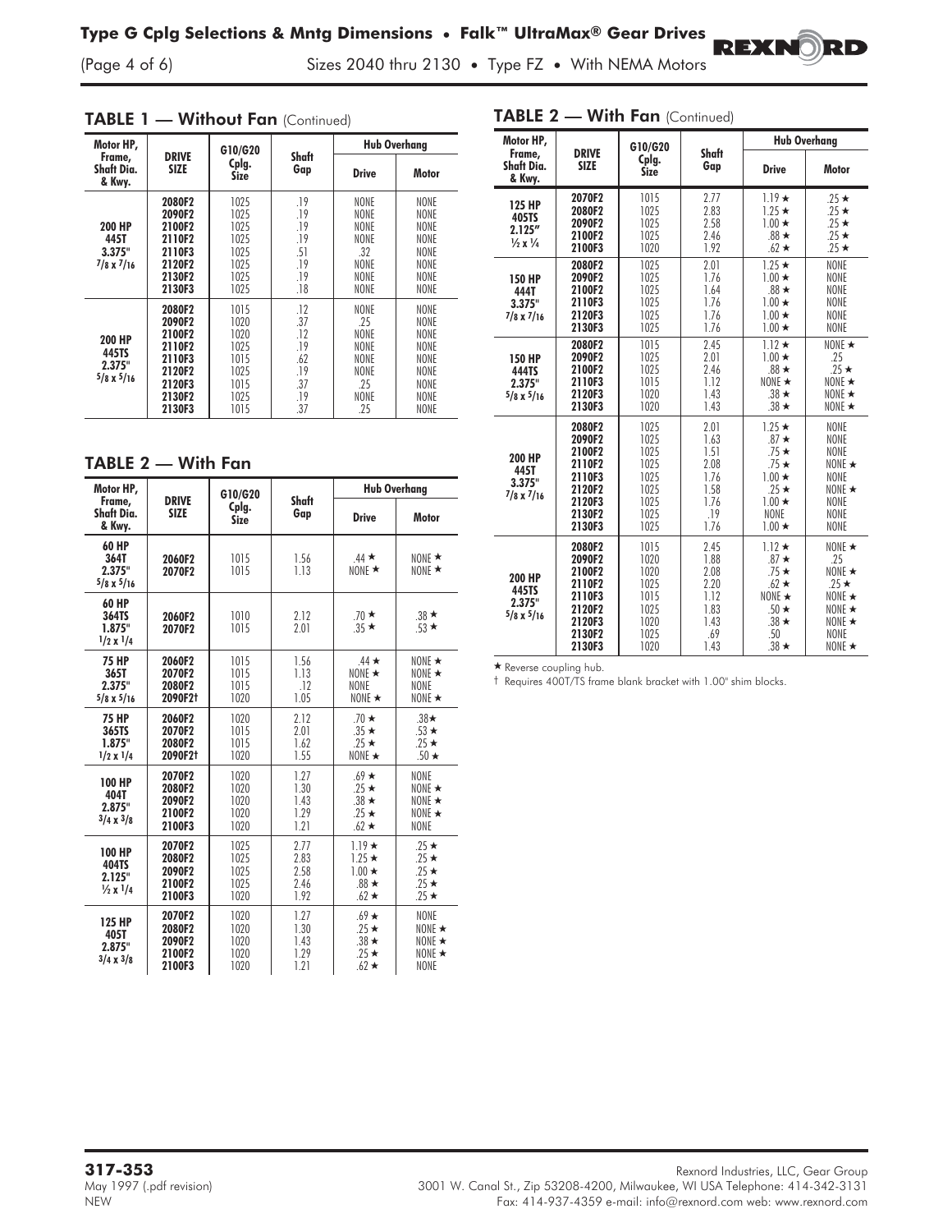## TABLE 1 — Without Fan (Continued)

| Motor HP, Frame, Shaft Dia. & Kwy. | DRIVE SIZE | G10/G20 Cplg. Size | Shaft Gap | Hub Overhang | |
|---|---|---|---|---|---|
| | | | | Drive | Motor |
| 200 HP 445T 3.375" 7/8 x 7/16 | 2080F2 | 1025 | .19 | NONE | NONE |
| | 2090F2 | 1025 | .19 | NONE | NONE |
| | 2100F2 | 1025 | .19 | NONE | NONE |
| | 2110F2 | 1025 | .19 | NONE | NONE |
| | 2110F3 | 1025 | .51 | .32 | NONE |
| | 2120F2 | 1025 | .19 | NONE | NONE |
| | 2130F2 | 1025 | .19 | NONE | NONE |
| | 2130F3 | 1025 | .18 | NONE | NONE |
| 200 HP 445TS 2.375" 5/8 x 5/16 | 2080F2 | 1015 | .12 | NONE | NONE |
| | 2090F2 | 1020 | .37 | .25 | NONE |
| | 2100F2 | 1020 | .12 | NONE | NONE |
| | 2110F2 | 1025 | .19 | NONE | NONE |
| | 2110F3 | 1015 | .62 | NONE | NONE |
| | 2120F2 | 1025 | .19 | NONE | NONE |
| | 2120F3 | 1015 | .37 | .25 | NONE |
| | 2130F2 | 1025 | .19 | NONE | NONE |
| | 2130F3 | 1015 | .37 | .25 | NONE |

## TABLE 2 — With Fan

| Motor HP, Frame, Shaft Dia. & Kwy. | DRIVE SIZE | G10/G20 Cplg. Size | Shaft Gap | Hub Overhang | |
|---|---|---|---|---|---|
| | | | | Drive | Motor |
| 60 HP 364T 2.375" 5/8 x 5/16 | 2060F2 | 1015 | 1.56 | .44 ★ | NONE ★ |
| | 2070F2 | 1015 | 1.13 | NONE ★ | NONE ★ |
| 60 HP 364TS 1.875" 1/2 x 1/4 | 2060F2 | 1010 | 2.12 | .70 ★ | .38 ★ |
| | 2070F2 | 1015 | 2.01 | .35 ★ | .53 ★ |
| 75 HP 365T 2.375" 5/8 x 5/16 | 2060F2 | 1015 | 1.56 | .44 ★ | NONE ★ |
| | 2070F2 | 1015 | 1.13 | NONE ★ | NONE ★ |
| | 2080F2 | 1015 | .12 | NONE | NONE |
| | 2090F2† | 1020 | 1.05 | NONE ★ | NONE ★ |
| 75 HP 365TS 1.875" 1/2 x 1/4 | 2060F2 | 1020 | 2.12 | .70 ★ | .38★ |
| | 2070F2 | 1015 | 2.01 | .35 ★ | .53 ★ |
| | 2080F2 | 1015 | 1.62 | .25 ★ | .25 ★ |
| | 2090F2† | 1020 | 1.55 | NONE ★ | .50 ★ |
| 100 HP 404T 2.875" 3/4 x 3/8 | 2070F2 | 1020 | 1.27 | .69 ★ | NONE |
| | 2080F2 | 1020 | 1.30 | .25 ★ | NONE ★ |
| | 2090F2 | 1020 | 1.43 | .38 ★ | NONE ★ |
| | 2100F2 | 1020 | 1.29 | .25 ★ | NONE ★ |
| | 2100F3 | 1020 | 1.21 | .62 ★ | NONE |
| 100 HP 404TS 2.125" ½ x 1/4 | 2070F2 | 1025 | 2.77 | 1.19 ★ | .25 ★ |
| | 2080F2 | 1025 | 2.83 | 1.25 ★ | .25 ★ |
| | 2090F2 | 1025 | 2.58 | 1.00 ★ | .25 ★ |
| | 2100F2 | 1025 | 2.46 | .88 ★ | .25 ★ |
| | 2100F3 | 1020 | 1.92 | .62 ★ | .25 ★ |
| 125 HP 405T 2.875" 3/4 x 3/8 | 2070F2 | 1020 | 1.27 | .69 ★ | NONE |
| | 2080F2 | 1020 | 1.30 | .25 ★ | NONE ★ |
| | 2090F2 | 1020 | 1.43 | .38 ★ | NONE ★ |
| | 2100F2 | 1020 | 1.29 | .25 ★ | NONE ★ |
| | 2100F3 | 1020 | 1.21 | .62 ★ | NONE |

## TABLE 2 — With Fan (Continued)

| Motor HP, Frame, Shaft Dia. & Kwy. | DRIVE SIZE | G10/G20 Cplg. Size | Shaft Gap | Hub Overhang | |
|---|---|---|---|---|---|
| | | | | Drive | Motor |
| 125 HP 405TS 2.125" ½ x ¼ | 2070F2 | 1015 | 2.77 | 1.19 ★ | .25 ★ |
| | 2080F2 | 1025 | 2.83 | 1.25 ★ | .25 ★ |
| | 2090F2 | 1025 | 2.58 | 1.00 ★ | .25 ★ |
| | 2100F2 | 1025 | 2.46 | .88 ★ | .25 ★ |
| | 2100F3 | 1020 | 1.92 | .62 ★ | .25 ★ |
| 150 HP 444T 3.375" 7/8 x 7/16 | 2080F2 | 1025 | 2.01 | 1.25 ★ | NONE |
| | 2090F2 | 1025 | 1.76 | 1.00 ★ | NONE |
| | 2100F2 | 1025 | 1.64 | .88 ★ | NONE |
| | 2110F3 | 1025 | 1.76 | 1.00 ★ | NONE |
| | 2120F3 | 1025 | 1.76 | 1.00 ★ | NONE |
| | 2130F3 | 1025 | 1.76 | 1.00 ★ | NONE |
| 150 HP 444TS 2.375" 5/8 x 5/16 | 2080F2 | 1015 | 2.45 | 1.12 ★ | NONE ★ |
| | 2090F2 | 1025 | 2.01 | 1.00 ★ | .25 |
| | 2100F2 | 1025 | 2.46 | .88 ★ | .25 ★ |
| | 2110F3 | 1015 | 1.12 | NONE ★ | NONE ★ |
| | 2120F3 | 1020 | 1.43 | .38 ★ | NONE ★ |
| | 2130F3 | 1020 | 1.43 | .38 ★ | NONE ★ |
| 200 HP 445T 3.375" 7/8 x 7/16 | 2080F2 | 1025 | 2.01 | 1.25 ★ | NONE |
| | 2090F2 | 1025 | 1.63 | .87 ★ | NONE |
| | 2100F2 | 1025 | 1.51 | .75 ★ | NONE |
| | 2110F2 | 1025 | 2.08 | .75 ★ | NONE ★ |
| | 2110F3 | 1025 | 1.76 | 1.00 ★ | NONE |
| | 2120F2 | 1025 | 1.58 | .25 ★ | NONE ★ |
| | 2120F3 | 1025 | 1.76 | 1.00 ★ | NONE |
| | 2130F2 | 1025 | .19 | NONE | NONE |
| | 2130F3 | 1025 | 1.76 | 1.00 ★ | NONE |
| 200 HP 445TS 2.375" 5/8 x 5/16 | 2080F2 | 1015 | 2.45 | 1.12 ★ | NONE ★ |
| | 2090F2 | 1020 | 1.88 | .87 ★ | .25 |
| | 2100F2 | 1020 | 2.08 | .75 ★ | NONE ★ |
| | 2110F2 | 1025 | 2.20 | .62 ★ | .25 ★ |
| | 2110F3 | 1015 | 1.12 | NONE ★ | NONE ★ |
| | 2120F2 | 1025 | 1.83 | .50 ★ | NONE ★ |
| | 2120F3 | 1020 | 1.43 | .38 ★ | NONE ★ |
| | 2130F2 | 1025 | .69 | .50 | NONE |
| | 2130F3 | 1020 | 1.43 | .38 ★ | NONE ★ |

★ Reverse coupling hub.

† Requires 400T/TS frame blank bracket with 1.00" shim blocks.

**317-353**
May 1997 (.pdf revision)
NEW

Rexnord Industries, LLC, Gear Group
3001 W. Canal St., Zip 53208-4200, Milwaukee, WI USA Telephone: 414-342-3131
Fax: 414-937-4359 e-mail: info@rexnord.com web: www.rexnord.com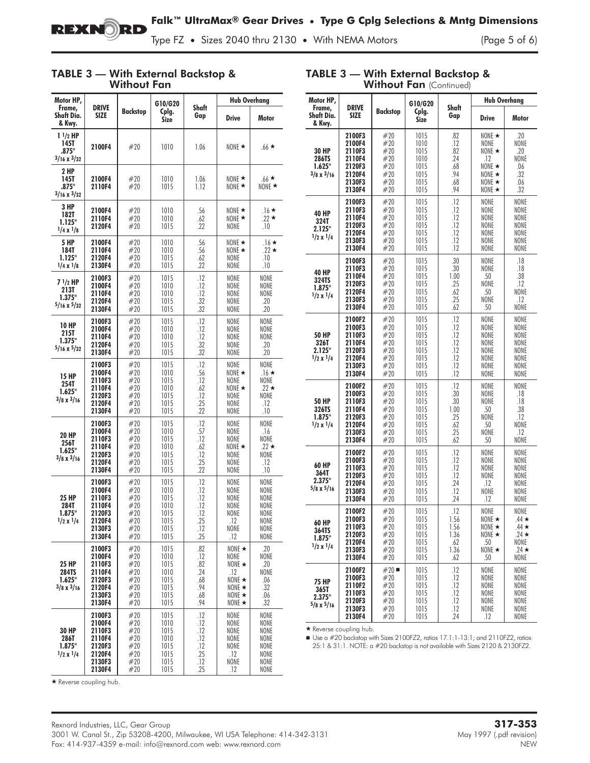## TABLE 3 — With External Backstop & Without Fan

| Motor HP, Frame, Shaft Dia. & Kwy. | DRIVE SIZE | Backstop | G10/G20 Cplg. Size | Shaft Gap | Hub Overhang | |
|---|---|---|---|---|---|---|
| | | | | | Drive | Motor |
| 1 1/2 HP 145T .875" 3/16 x 3/32 | 2100F4 | #20 | 1010 | 1.06 | NONE ★ | .66 ★ |
| 2 HP 145T .875" 3/16 x 3/32 | 2100F4 | #20 | 1010 | 1.06 | NONE ★ | .66 ★ |
| | 2110F4 | #20 | 1015 | 1.12 | NONE ★ | NONE ★ |
| 3 HP 182T 1.125" 1/4 x 1/8 | 2100F4 | #20 | 1010 | .56 | NONE ★ | .16 ★ |
| | 2110F4 | #20 | 1010 | .62 | NONE ★ | .22 ★ |
| | 2120F4 | #20 | 1015 | .22 | NONE | NONE |
| 5 HP 184T 1.125" 1/4 x 1/8 | 2100F4 | #20 | 1010 | .56 | NONE ★ | .16 ★ |
| | 2110F4 | #20 | 1010 | .56 | NONE ★ | .22 ★ |
| | 2120F4 | #20 | 1015 | .62 | NONE | .10 |
| | 2130F4 | #20 | 1015 | .22 | NONE | .10 |
| 7 1/2 HP 213T 1.375" 5/16 x 5/32 | 2100F3 | #20 | 1015 | .12 | NONE | NONE |
| | 2100F4 | #20 | 1010 | .12 | NONE | NONE |
| | 2110F4 | #20 | 1010 | .12 | NONE | NONE |
| | 2120F4 | #20 | 1015 | .32 | NONE | .20 |
| | 2130F4 | #20 | 1015 | .32 | NONE | .20 |
| 10 HP 215T 1.375" 5/16 x 5/32 | 2100F3 | #20 | 1015 | .12 | NONE | NONE |
| | 2100F4 | #20 | 1010 | .12 | NONE | NONE |
| | 2110F4 | #20 | 1010 | .12 | NONE | NONE |
| | 2120F4 | #20 | 1015 | .32 | NONE | .20 |
| | 2130F4 | #20 | 1015 | .32 | NONE | .20 |
| 15 HP 254T 1.625" 3/8 x 3/16 | 2100F3 | #20 | 1015 | .12 | NONE | NONE |
| | 2100F4 | #20 | 1010 | .56 | NONE ★ | .16 ★ |
| | 2110F3 | #20 | 1015 | .12 | NONE | NONE |
| | 2110F4 | #20 | 1010 | .62 | NONE ★ | .22 ★ |
| | 2120F3 | #20 | 1015 | .12 | NONE | NONE |
| | 2120F4 | #20 | 1015 | .25 | NONE | .12 |
| | 2130F4 | #20 | 1015 | .22 | NONE | .10 |
| 20 HP 256T 1.625" 3/8 x 3/16 | 2100F3 | #20 | 1015 | .12 | NONE | NONE |
| | 2100F4 | #20 | 1010 | .57 | NONE | .16 |
| | 2110F3 | #20 | 1015 | .12 | NONE | NONE |
| | 2110F4 | #20 | 1010 | .62 | NONE ★ | .22 ★ |
| | 2120F3 | #20 | 1015 | .12 | NONE | NONE |
| | 2120F4 | #20 | 1015 | .25 | NONE | .12 |
| | 2130F4 | #20 | 1015 | .22 | NONE | .10 |
| 25 HP 284T 1.875" 1/2 x 1/4 | 2100F3 | #20 | 1015 | .12 | NONE | NONE |
| | 2100F4 | #20 | 1010 | .12 | NONE | NONE |
| | 2110F3 | #20 | 1015 | .12 | NONE | NONE |
| | 2110F4 | #20 | 1010 | .12 | NONE | NONE |
| | 2120F3 | #20 | 1015 | .12 | NONE | NONE |
| | 2120F4 | #20 | 1015 | .25 | .12 | NONE |
| | 2130F3 | #20 | 1015 | .12 | NONE | NONE |
| | 2130F4 | #20 | 1015 | .25 | .12 | NONE |
| 25 HP 284TS 1.625" 3/8 x 3/16 | 2100F3 | #20 | 1015 | .82 | NONE ★ | .20 |
| | 2100F4 | #20 | 1010 | .12 | NONE | NONE |
| | 2110F3 | #20 | 1015 | .82 | NONE ★ | .20 |
| | 2110F4 | #20 | 1010 | .24 | .12 | NONE |
| | 2120F3 | #20 | 1015 | .68 | NONE ★ | .06 |
| | 2120F4 | #20 | 1015 | .94 | NONE ★ | .32 |
| | 2130F3 | #20 | 1015 | .68 | NONE ★ | .06 |
| | 2130F4 | #20 | 1015 | .94 | NONE ★ | .32 |
| 30 HP 286T 1.875" 1/2 x 1/4 | 2100F3 | #20 | 1015 | .12 | NONE | NONE |
| | 2100F4 | #20 | 1010 | .12 | NONE | NONE |
| | 2110F3 | #20 | 1015 | .12 | NONE | NONE |
| | 2110F4 | #20 | 1010 | .12 | NONE | NONE |
| | 2120F3 | #20 | 1015 | .12 | NONE | NONE |
| | 2120F4 | #20 | 1015 | .25 | .12 | NONE |
| | 2130F3 | #20 | 1015 | .12 | NONE | NONE |
| | 2130F4 | #20 | 1015 | .25 | .12 | NONE |

★ Reverse coupling hub.

## TABLE 3 — With External Backstop & Without Fan (Continued)

| Motor HP, Frame, Shaft Dia. & Kwy. | DRIVE SIZE | Backstop | G10/G20 Cplg. Size | Shaft Gap | Hub Overhang | |
|---|---|---|---|---|---|---|
| | | | | | Drive | Motor |
| 30 HP 286TS 1.625" 3/8 x 3/16 | 2100F3 | #20 | 1015 | .82 | NONE ★ | .20 |
| | 2100F4 | #20 | 1010 | .12 | NONE | NONE |
| | 2110F3 | #20 | 1015 | .82 | NONE ★ | .20 |
| | 2110F4 | #20 | 1010 | .24 | .12 | NONE |
| | 2120F3 | #20 | 1015 | .68 | NONE ★ | .06 |
| | 2120F4 | #20 | 1015 | .94 | NONE ★ | .32 |
| | 2130F3 | #20 | 1015 | .68 | NONE ★ | .06 |
| | 2130F4 | #20 | 1015 | .94 | NONE ★ | .32 |
| 40 HP 324T 2.125" 1/2 x 1/4 | 2100F3 | #20 | 1015 | .12 | NONE | NONE |
| | 2110F3 | #20 | 1015 | .12 | NONE | NONE |
| | 2110F4 | #20 | 1015 | .12 | NONE | NONE |
| | 2120F3 | #20 | 1015 | .12 | NONE | NONE |
| | 2120F4 | #20 | 1015 | .12 | NONE | NONE |
| | 2130F3 | #20 | 1015 | .12 | NONE | NONE |
| | 2130F4 | #20 | 1015 | .12 | NONE | NONE |
| 40 HP 324TS 1.875" 1/2 x 1/4 | 2100F3 | #20 | 1015 | .30 | NONE | .18 |
| | 2110F3 | #20 | 1015 | .30 | NONE | .18 |
| | 2110F4 | #20 | 1015 | 1.00 | .50 | .38 |
| | 2120F3 | #20 | 1015 | .25 | NONE | .12 |
| | 2120F4 | #20 | 1015 | .62 | .50 | NONE |
| | 2130F3 | #20 | 1015 | .25 | NONE | .12 |
| | 2130F4 | #20 | 1015 | .62 | .50 | NONE |
| 50 HP 326T 2.125" 1/2 x 1/4 | 2100F2 | #20 | 1015 | .12 | NONE | NONE |
| | 2100F3 | #20 | 1015 | .12 | NONE | NONE |
| | 2110F3 | #20 | 1015 | .12 | NONE | NONE |
| | 2110F4 | #20 | 1015 | .12 | NONE | NONE |
| | 2120F3 | #20 | 1015 | .12 | NONE | NONE |
| | 2120F4 | #20 | 1015 | .12 | NONE | NONE |
| | 2130F3 | #20 | 1015 | .12 | NONE | NONE |
| | 2130F4 | #20 | 1015 | .12 | NONE | NONE |
| 50 HP 326TS 1.875" 1/2 x 1/4 | 2100F2 | #20 | 1015 | .12 | NONE | NONE |
| | 2100F3 | #20 | 1015 | .30 | NONE | .18 |
| | 2110F3 | #20 | 1015 | .30 | NONE | .18 |
| | 2110F4 | #20 | 1015 | 1.00 | .50 | .38 |
| | 2120F3 | #20 | 1015 | .25 | NONE | .12 |
| | 2120F4 | #20 | 1015 | .62 | .50 | NONE |
| | 2130F3 | #20 | 1015 | .25 | NONE | .12 |
| | 2130F4 | #20 | 1015 | .62 | .50 | NONE |
| 60 HP 364T 2.375" 5/8 x 5/16 | 2100F2 | #20 | 1015 | .12 | NONE | NONE |
| | 2100F3 | #20 | 1015 | .12 | NONE | NONE |
| | 2110F3 | #20 | 1015 | .12 | NONE | NONE |
| | 2120F3 | #20 | 1015 | .12 | NONE | NONE |
| | 2120F4 | #20 | 1015 | .24 | .12 | NONE |
| | 2130F3 | #20 | 1015 | .12 | NONE | NONE |
| | 2130F4 | #20 | 1015 | .24 | .12 | NONE |
| 60 HP 364TS 1.875" 1/2 x 1/4 | 2100F2 | #20 | 1015 | .12 | NONE | NONE |
| | 2100F3 | #20 | 1015 | 1.56 | NONE ★ | .44 ★ |
| | 2110F3 | #20 | 1015 | 1.56 | NONE ★ | .44 ★ |
| | 2120F3 | #20 | 1015 | 1.36 | NONE ★ | .24 ★ |
| | 2120F4 | #20 | 1015 | .62 | .50 | NONE |
| | 2130F3 | #20 | 1015 | 1.36 | NONE ★ | .24 ★ |
| | 2130F4 | #20 | 1015 | .62 | .50 | NONE |
| 75 HP 365T 2.375" 5/8 x 5/16 | 2100F2 | #20 ■ | 1015 | .12 | NONE | NONE |
| | 2100F3 | #20 | 1015 | .12 | NONE | NONE |
| | 2110F2 | #20 | 1015 | .12 | NONE | NONE |
| | 2110F3 | #20 | 1015 | .12 | NONE | NONE |
| | 2120F3 | #20 | 1015 | .12 | NONE | NONE |
| | 2130F3 | #20 | 1015 | .12 | NONE | NONE |
| | 2130F4 | #20 | 1015 | .24 | .12 | NONE |

★ Reverse coupling hub.

■ Use a #20 backstop with Sizes 2100FZ2, ratios 17.1:1-13:1; and 2110FZ2, ratios 25:1 & 31:1. NOTE: a #20 backstop is not available with Sizes 2120 & 2130FZ2.

Rexnord Industries, LLC, Gear Group
3001 W. Canal St., Zip 53208-4200, Milwaukee, WI USA Telephone: 414-342-3131
Fax: 414-937-4359 e-mail: info@rexnord.com web: www.rexnord.com

**317-353**
May 1997 (.pdf revision)
NEW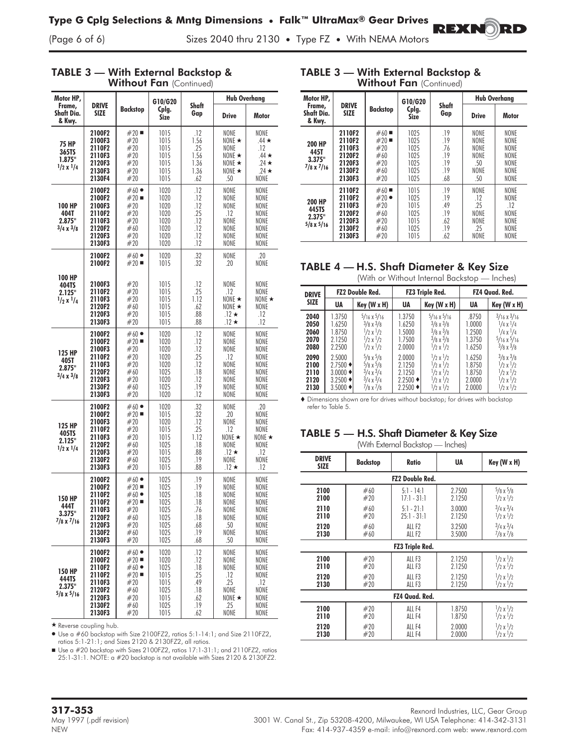## TABLE 3 — With External Backstop & Without Fan (Continued)

| Motor HP, Frame, Shaft Dia. & Kwy. | DRIVE SIZE | Backstop | G10/G20 Cplg. Size | Shaft Gap | Hub Overhang | |
|---|---|---|---|---|---|---|
| | | | | | Drive | Motor |
| 75 HP 365TS 1.875" 1/2 x 1/4 | 2100F2 | #20 ■ | 1015 | .12 | NONE | NONE |
| | 2100F3 | #20 | 1015 | 1.56 | NONE ★ | .44 ★ |
| | 2110F2 | #20 | 1015 | .25 | NONE | .12 |
| | 2110F3 | #20 | 1015 | 1.56 | NONE ★ | .44 ★ |
| | 2120F3 | #20 | 1015 | 1.36 | NONE ★ | .24 ★ |
| | 2130F3 | #20 | 1015 | 1.36 | NONE ★ | .24 ★ |
| | 2130F4 | #20 | 1015 | .62 | .50 | NONE |
| 100 HP 404T 2.875" 3/4 x 3/8 | 2100F2 | #60 ● | 1020 | .12 | NONE | NONE |
| | 2100F2 | #20 ■ | 1020 | .12 | NONE | NONE |
| | 2100F3 | #20 | 1020 | .12 | NONE | NONE |
| | 2110F2 | #20 | 1020 | .25 | .12 | NONE |
| | 2110F3 | #20 | 1020 | .12 | NONE | NONE |
| | 2120F2 | #60 | 1020 | .12 | NONE | NONE |
| | 2120F3 | #20 | 1020 | .12 | NONE | NONE |
| | 2130F3 | #20 | 1020 | .12 | NONE | NONE |
| 100 HP 404TS 2.125" 1/2 x 1/4 | 2100F2 | #60 ● | 1020 | .32 | NONE | .20 |
| | 2100F2 | #20 ■ | 1015 | .32 | .20 | NONE |
| | 2100F3 | #20 | 1015 | .12 | NONE | NONE |
| | 2110F2 | #20 | 1015 | .25 | .12 | NONE |
| | 2110F3 | #20 | 1015 | 1.12 | NONE ★ | NONE ★ |
| | 2120F2 | #60 | 1015 | .62 | NONE ★ | NONE |
| | 2120F3 | #20 | 1015 | .88 | .12 ★ | .12 |
| | 2130F3 | #20 | 1015 | .88 | .12 ★ | .12 |
| 125 HP 405T 2.875" 3/4 x 3/8 | 2100F2 | #60 ● | 1020 | .12 | NONE | NONE |
| | 2100F2 | #20 ■ | 1020 | .12 | NONE | NONE |
| | 2100F3 | #20 | 1020 | .12 | NONE | NONE |
| | 2110F2 | #20 | 1020 | .25 | .12 | NONE |
| | 2110F3 | #20 | 1020 | .12 | NONE | NONE |
| | 2120F2 | #60 | 1025 | .18 | NONE | NONE |
| | 2120F3 | #20 | 1020 | .12 | NONE | NONE |
| | 2130F2 | #60 | 1025 | .19 | NONE | NONE |
| | 2130F3 | #20 | 1020 | .12 | NONE | NONE |
| 125 HP 405TS 2.125" 1/2 x 1/4 | 2100F2 | #60 ● | 1020 | .32 | NONE | .20 |
| | 2100F2 | #20 ■ | 1015 | .32 | .20 | NONE |
| | 2100F3 | #20 | 1020 | .12 | NONE | NONE |
| | 2110F2 | #20 | 1015 | .25 | .12 | NONE |
| | 2110F3 | #20 | 1015 | 1.12 | NONE ★ | NONE ★ |
| | 2120F2 | #60 | 1025 | .18 | NONE | NONE |
| | 2120F3 | #20 | 1015 | .88 | .12 ★ | .12 |
| | 2130F2 | #60 | 1025 | .19 | NONE | NONE |
| | 2130F3 | #20 | 1015 | .88 | .12 ★ | .12 |
| 150 HP 444T 3.375" 7/8 x 7/16 | 2100F2 | #60 ● | 1025 | .19 | NONE | NONE |
| | 2100F2 | #20 ■ | 1025 | .19 | NONE | NONE |
| | 2110F2 | #60 ● | 1025 | .18 | NONE | NONE |
| | 2110F2 | #20 ■ | 1025 | .18 | NONE | NONE |
| | 2110F3 | #20 | 1025 | .76 | NONE | NONE |
| | 2120F2 | #60 | 1025 | .18 | NONE | NONE |
| | 2120F3 | #20 | 1025 | .68 | .50 | NONE |
| | 2130F2 | #60 | 1025 | .19 | NONE | NONE |
| | 2130F3 | #20 | 1025 | .68 | .50 | NONE |
| 150 HP 444TS 2.375" 5/8 x 5/16 | 2100F2 | #60 ● | 1020 | .12 | NONE | NONE |
| | 2100F2 | #20 ■ | 1020 | .12 | NONE | NONE |
| | 2110F2 | #60 ● | 1025 | .18 | NONE | NONE |
| | 2110F2 | #20 ■ | 1015 | .25 | .12 | NONE |
| | 2110F3 | #20 | 1015 | .49 | .25 | .12 |
| | 2120F2 | #60 | 1025 | .18 | NONE | NONE |
| | 2120F3 | #20 | 1015 | .62 | NONE ★ | NONE |
| | 2130F2 | #60 | 1025 | .19 | .25 | NONE |
| | 2130F3 | #20 | 1015 | .62 | NONE | NONE |
| 200 HP 445T 3.375" 7/8 x 7/16 | 2110F2 | #60 ■ | 1025 | .19 | NONE | NONE |
| | 2110F2 | #20 ■ | 1025 | .19 | NONE | NONE |
| | 2110F3 | #20 | 1025 | .76 | NONE | NONE |
| | 2120F2 | #60 | 1025 | .19 | NONE | NONE |
| | 2120F3 | #20 | 1025 | .19 | .50 | NONE |
| | 2130F2 | #60 | 1025 | .19 | NONE | NONE |
| | 2130F3 | #20 | 1025 | .68 | .50 | NONE |
| 200 HP 445TS 2.375" 5/8 x 5/16 | 2110F2 | #60 ■ | 1015 | .19 | NONE | NONE |
| | 2110F2 | #20 ● | 1025 | .19 | .12 | NONE |
| | 2110F3 | #20 | 1015 | .49 | .25 | .12 |
| | 2120F2 | #60 | 1025 | .19 | NONE | NONE |
| | 2120F3 | #20 | 1015 | .62 | NONE | NONE |
| | 2130F2 | #60 | 1025 | .19 | .25 | NONE |
| | 2130F3 | #20 | 1015 | .62 | NONE | NONE |

★ Reverse coupling hub.

● Use a #60 backstop with Size 2100FZ2, ratios 5:1-14:1; and Size 2110FZ2, ratios 5:1-21:1; and Sizes 2120 & 2130FZ2, all ratios.

■ Use a #20 backstop with Sizes 2100FZ2, ratios 17:1-31:1; and 2110FZ2, ratios 25:1-31:1. NOTE: a #20 backstop is not available with Sizes 2120 & 2130FZ2.

## TABLE 4 — H.S. Shaft Diameter & Key Size

(With or Without Internal Backstop — Inches)

| DRIVE SIZE | FZ2 Double Red. | | FZ3 Triple Red. | | FZ4 Quad. Red. | |
|---|---|---|---|---|---|---|
| | UA | Key (W x H) | UA | Key (W x H) | UA | Key (W x H) |
| 2040 | 1.3750 | 5/16 x 5/16 | 1.3750 | 5/16 x 5/16 | .8750 | 3/16 x 3/16 |
| 2050 | 1.6250 | 3/8 x 3/8 | 1.6250 | 3/8 x 3/8 | 1.0000 | 1/4 x 1/4 |
| 2060 | 1.8750 | 1/2 x 1/2 | 1.5000 | 3/8 x 3/8 | 1.2500 | 1/4 x 1/4 |
| 2070 | 2.1250 | 1/2 x 1/2 | 1.7500 | 3/8 x 3/8 | 1.3750 | 5/16 x 5/16 |
| 2080 | 2.2500 | 1/2 x 1/2 | 2.0000 | 1/2 x 1/2 | 1.6250 | 3/8 x 3/8 |
| 2090 | 2.5000 | 5/8 x 5/8 | 2.0000 | 1/2 x 1/2 | 1.6250 | 3/8 x 3/8 |
| 2100 | 2.7500 ♦ | 5/8 x 5/8 | 2.1250 | 1/2 x 1/2 | 1.8750 | 1/2 x 1/2 |
| 2110 | 3.0000 ♦ | 3/4 x 3/4 | 2.1250 | 1/2 x 1/2 | 1.8750 | 1/2 x 1/2 |
| 2120 | 3.2500 ♦ | 3/4 x 3/4 | 2.2500 ♦ | 1/2 x 1/2 | 2.0000 | 1/2 x 1/2 |
| 2130 | 3.5000 ♦ | 7/8 x 7/8 | 2.2500 ♦ | 1/2 x 1/2 | 2.0000 | 1/2 x 1/2 |

♦ Dimensions shown are for drives without backstop; for drives with backstop refer to Table 5.

## TABLE 5 — H.S. Shaft Diameter & Key Size

(With External Backstop — Inches)

| DRIVE SIZE | Backstop | Ratio | UA | Key (W x H) |
|---|---|---|---|---|
| **FZ2 Double Red.** | | | | |
| 2100 | #60 | 5:1 - 14:1 | 2.7500 | 5/8 x 5/8 |
| 2100 | #20 | 17:1 - 31:1 | 2.1250 | 1/2 x 1/2 |
| 2110 | #60 | 5:1 - 21:1 | 3.0000 | 3/4 x 3/4 |
| 2110 | #20 | 25:1 - 31:1 | 2.1250 | 1/2 x 1/2 |
| 2120 | #60 | ALL F2 | 3.2500 | 3/4 x 3/4 |
| 2130 | #60 | ALL F2 | 3.5000 | 7/8 x 7/8 |
| **FZ3 Triple Red.** | | | | |
| 2100 | #20 | ALL F3 | 2.1250 | 1/2 x 1/2 |
| 2110 | #20 | ALL F3 | 2.1250 | 1/2 x 1/2 |
| 2120 | #20 | ALL F3 | 2.1250 | 1/2 x 1/2 |
| 2130 | #20 | ALL F3 | 2.1250 | 1/2 x 1/2 |
| **FZ4 Quad. Red.** | | | | |
| 2100 | #20 | ALL F4 | 1.8750 | 1/2 x 1/2 |
| 2110 | #20 | ALL F4 | 1.8750 | 1/2 x 1/2 |
| 2120 | #20 | ALL F4 | 2.0000 | 1/2 x 1/2 |
| 2130 | #20 | ALL F4 | 2.0000 | 1/2 x 1/2 |

**317-353**
May 1997 (.pdf revision)
NEW

Rexnord Industries, LLC, Gear Group
3001 W. Canal St., Zip 53208-4200, Milwaukee, WI USA Telephone: 414-342-3131
Fax: 414-937-4359 e-mail: info@rexnord.com web: www.rexnord.com